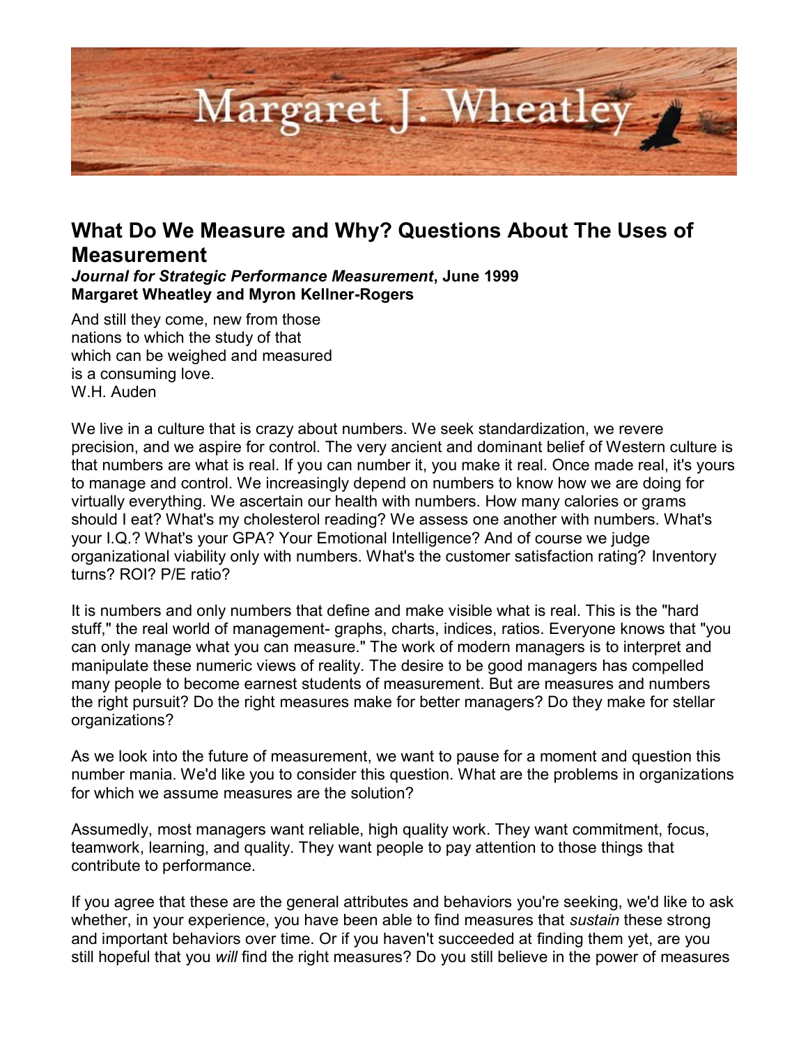# Margaret J. Wheatley

## What Do We Measure and Why? Questions About The Uses of Measurement

***Journal for Strategic Performance Measurement*, June 1999**
**Margaret Wheatley and Myron Kellner-Rogers**

And still they come, new from those
nations to which the study of that
which can be weighed and measured
is a consuming love.
W.H. Auden

We live in a culture that is crazy about numbers. We seek standardization, we revere precision, and we aspire for control. The very ancient and dominant belief of Western culture is that numbers are what is real. If you can number it, you make it real. Once made real, it's yours to manage and control. We increasingly depend on numbers to know how we are doing for virtually everything. We ascertain our health with numbers. How many calories or grams should I eat? What's my cholesterol reading? We assess one another with numbers. What's your I.Q.? What's your GPA? Your Emotional Intelligence? And of course we judge organizational viability only with numbers. What's the customer satisfaction rating? Inventory turns? ROI? P/E ratio?

It is numbers and only numbers that define and make visible what is real. This is the "hard stuff," the real world of management- graphs, charts, indices, ratios. Everyone knows that "you can only manage what you can measure." The work of modern managers is to interpret and manipulate these numeric views of reality. The desire to be good managers has compelled many people to become earnest students of measurement. But are measures and numbers the right pursuit? Do the right measures make for better managers? Do they make for stellar organizations?

As we look into the future of measurement, we want to pause for a moment and question this number mania. We'd like you to consider this question. What are the problems in organizations for which we assume measures are the solution?

Assumedly, most managers want reliable, high quality work. They want commitment, focus, teamwork, learning, and quality. They want people to pay attention to those things that contribute to performance.

If you agree that these are the general attributes and behaviors you're seeking, we'd like to ask whether, in your experience, you have been able to find measures that *sustain* these strong and important behaviors over time. Or if you haven't succeeded at finding them yet, are you still hopeful that you *will* find the right measures? Do you still believe in the power of measures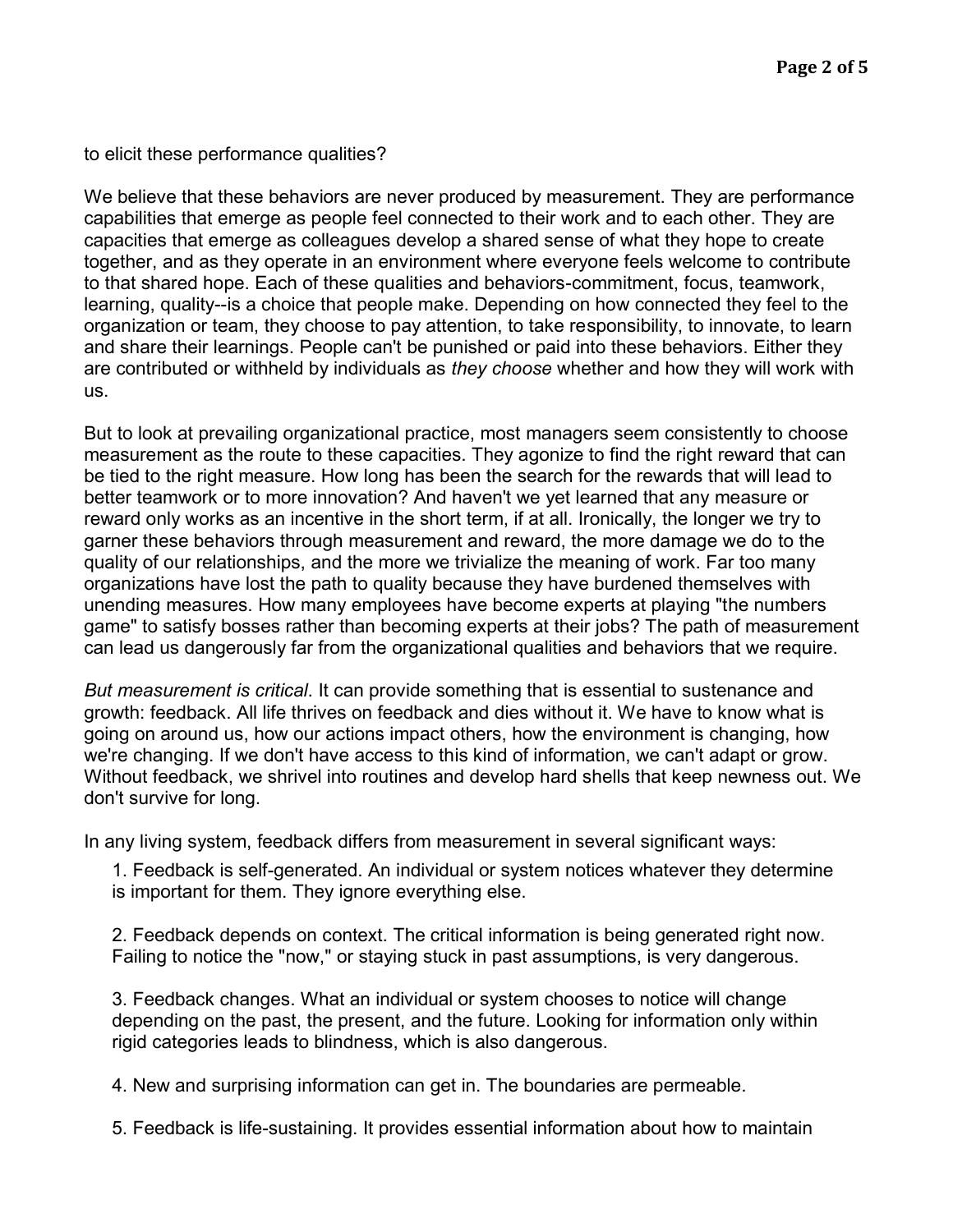to elicit these performance qualities?

We believe that these behaviors are never produced by measurement. They are performance capabilities that emerge as people feel connected to their work and to each other. They are capacities that emerge as colleagues develop a shared sense of what they hope to create together, and as they operate in an environment where everyone feels welcome to contribute to that shared hope. Each of these qualities and behaviors-commitment, focus, teamwork, learning, quality--is a choice that people make. Depending on how connected they feel to the organization or team, they choose to pay attention, to take responsibility, to innovate, to learn and share their learnings. People can't be punished or paid into these behaviors. Either they are contributed or withheld by individuals as *they choose* whether and how they will work with us.

But to look at prevailing organizational practice, most managers seem consistently to choose measurement as the route to these capacities. They agonize to find the right reward that can be tied to the right measure. How long has been the search for the rewards that will lead to better teamwork or to more innovation? And haven't we yet learned that any measure or reward only works as an incentive in the short term, if at all. Ironically, the longer we try to garner these behaviors through measurement and reward, the more damage we do to the quality of our relationships, and the more we trivialize the meaning of work. Far too many organizations have lost the path to quality because they have burdened themselves with unending measures. How many employees have become experts at playing "the numbers game" to satisfy bosses rather than becoming experts at their jobs? The path of measurement can lead us dangerously far from the organizational qualities and behaviors that we require.

*But measurement is critical*. It can provide something that is essential to sustenance and growth: feedback. All life thrives on feedback and dies without it. We have to know what is going on around us, how our actions impact others, how the environment is changing, how we're changing. If we don't have access to this kind of information, we can't adapt or grow. Without feedback, we shrivel into routines and develop hard shells that keep newness out. We don't survive for long.

In any living system, feedback differs from measurement in several significant ways:

1. Feedback is self-generated. An individual or system notices whatever they determine is important for them. They ignore everything else.

2. Feedback depends on context. The critical information is being generated right now. Failing to notice the "now," or staying stuck in past assumptions, is very dangerous.

3. Feedback changes. What an individual or system chooses to notice will change depending on the past, the present, and the future. Looking for information only within rigid categories leads to blindness, which is also dangerous.

4. New and surprising information can get in. The boundaries are permeable.

5. Feedback is life-sustaining. It provides essential information about how to maintain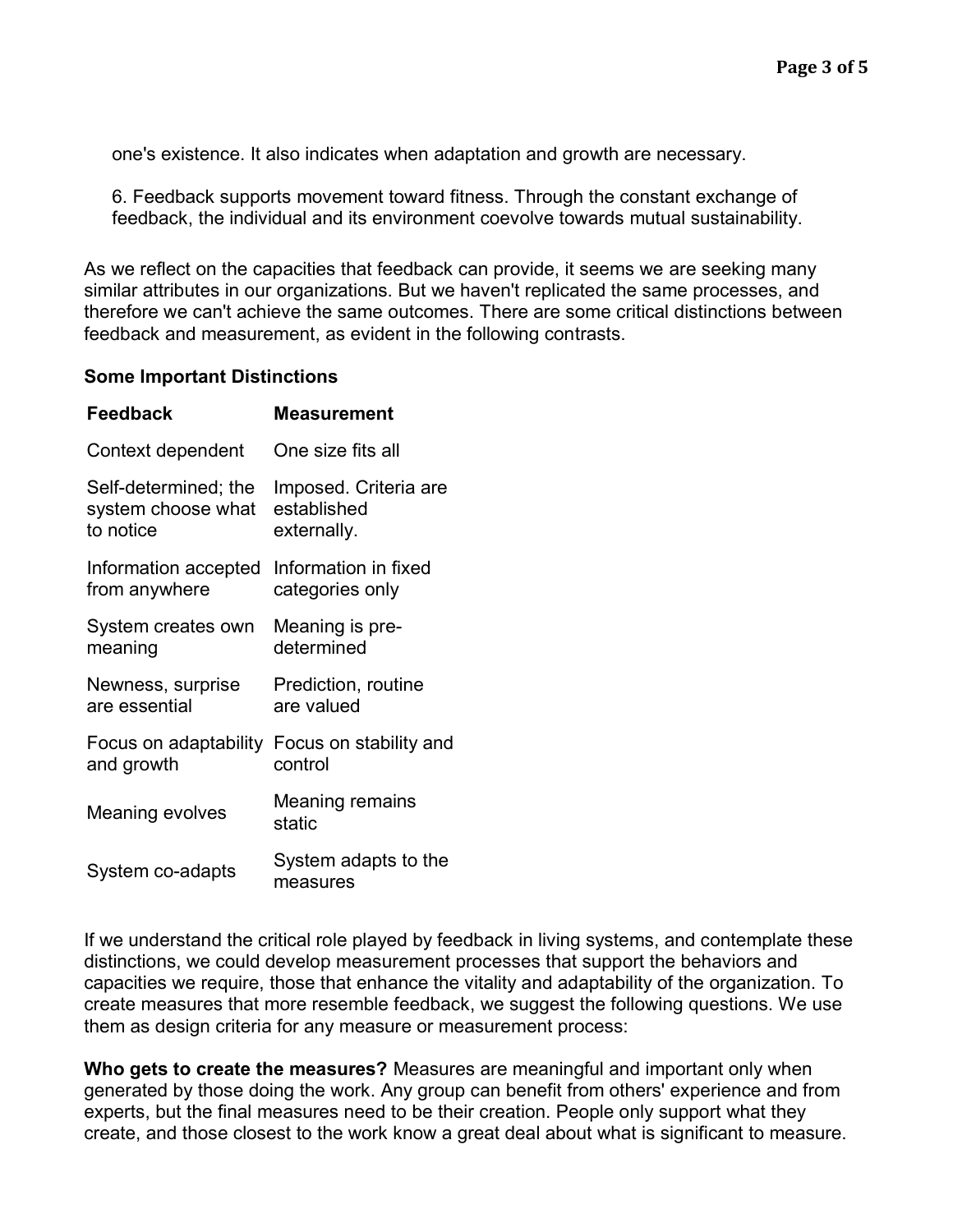one's existence. It also indicates when adaptation and growth are necessary.

6. Feedback supports movement toward fitness. Through the constant exchange of feedback, the individual and its environment coevolve towards mutual sustainability.

As we reflect on the capacities that feedback can provide, it seems we are seeking many similar attributes in our organizations. But we haven't replicated the same processes, and therefore we can't achieve the same outcomes. There are some critical distinctions between feedback and measurement, as evident in the following contrasts.

**Some Important Distinctions**

| Feedback | Measurement |
|---|---|
| Context dependent | One size fits all |
| Self-determined; the system choose what to notice | Imposed. Criteria are established externally. |
| Information accepted from anywhere | Information in fixed categories only |
| System creates own meaning | Meaning is pre-determined |
| Newness, surprise are essential | Prediction, routine are valued |
| Focus on adaptability and growth | Focus on stability and control |
| Meaning evolves | Meaning remains static |
| System co-adapts | System adapts to the measures |

If we understand the critical role played by feedback in living systems, and contemplate these distinctions, we could develop measurement processes that support the behaviors and capacities we require, those that enhance the vitality and adaptability of the organization. To create measures that more resemble feedback, we suggest the following questions. We use them as design criteria for any measure or measurement process:

**Who gets to create the measures?** Measures are meaningful and important only when generated by those doing the work. Any group can benefit from others' experience and from experts, but the final measures need to be their creation. People only support what they create, and those closest to the work know a great deal about what is significant to measure.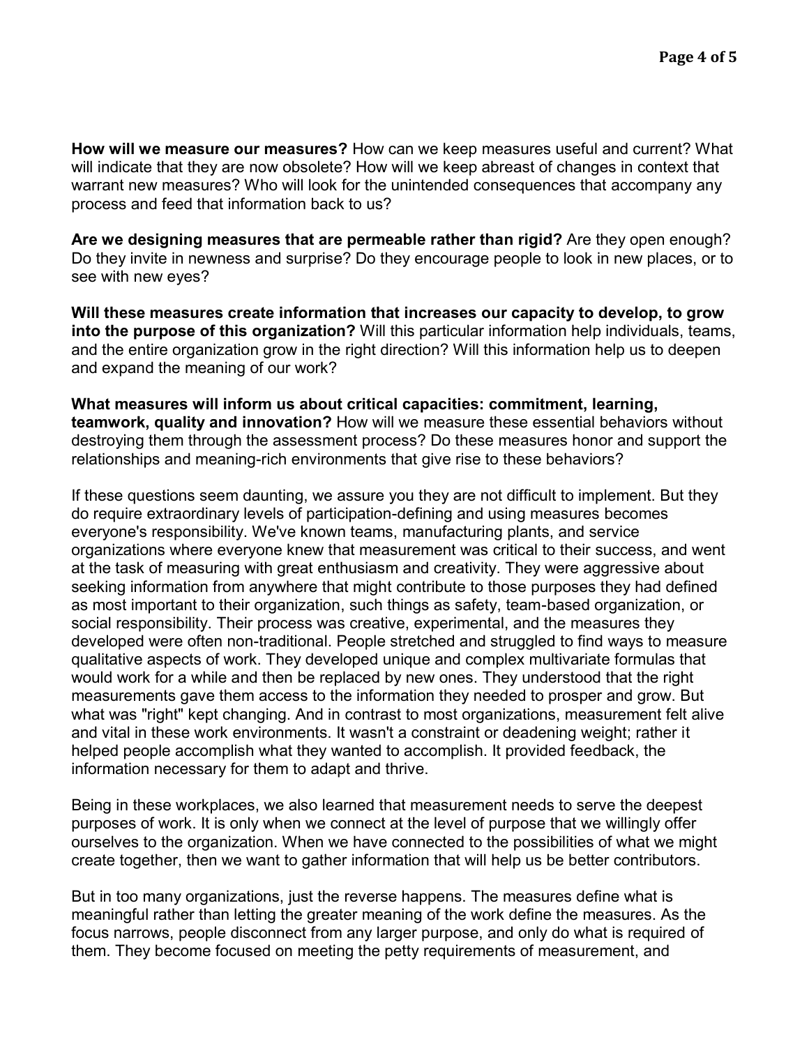**How will we measure our measures?** How can we keep measures useful and current? What will indicate that they are now obsolete? How will we keep abreast of changes in context that warrant new measures? Who will look for the unintended consequences that accompany any process and feed that information back to us?

**Are we designing measures that are permeable rather than rigid?** Are they open enough? Do they invite in newness and surprise? Do they encourage people to look in new places, or to see with new eyes?

**Will these measures create information that increases our capacity to develop, to grow into the purpose of this organization?** Will this particular information help individuals, teams, and the entire organization grow in the right direction? Will this information help us to deepen and expand the meaning of our work?

**What measures will inform us about critical capacities: commitment, learning, teamwork, quality and innovation?** How will we measure these essential behaviors without destroying them through the assessment process? Do these measures honor and support the relationships and meaning-rich environments that give rise to these behaviors?

If these questions seem daunting, we assure you they are not difficult to implement. But they do require extraordinary levels of participation-defining and using measures becomes everyone's responsibility. We've known teams, manufacturing plants, and service organizations where everyone knew that measurement was critical to their success, and went at the task of measuring with great enthusiasm and creativity. They were aggressive about seeking information from anywhere that might contribute to those purposes they had defined as most important to their organization, such things as safety, team-based organization, or social responsibility. Their process was creative, experimental, and the measures they developed were often non-traditional. People stretched and struggled to find ways to measure qualitative aspects of work. They developed unique and complex multivariate formulas that would work for a while and then be replaced by new ones. They understood that the right measurements gave them access to the information they needed to prosper and grow. But what was "right" kept changing. And in contrast to most organizations, measurement felt alive and vital in these work environments. It wasn't a constraint or deadening weight; rather it helped people accomplish what they wanted to accomplish. It provided feedback, the information necessary for them to adapt and thrive.

Being in these workplaces, we also learned that measurement needs to serve the deepest purposes of work. It is only when we connect at the level of purpose that we willingly offer ourselves to the organization. When we have connected to the possibilities of what we might create together, then we want to gather information that will help us be better contributors.

But in too many organizations, just the reverse happens. The measures define what is meaningful rather than letting the greater meaning of the work define the measures. As the focus narrows, people disconnect from any larger purpose, and only do what is required of them. They become focused on meeting the petty requirements of measurement, and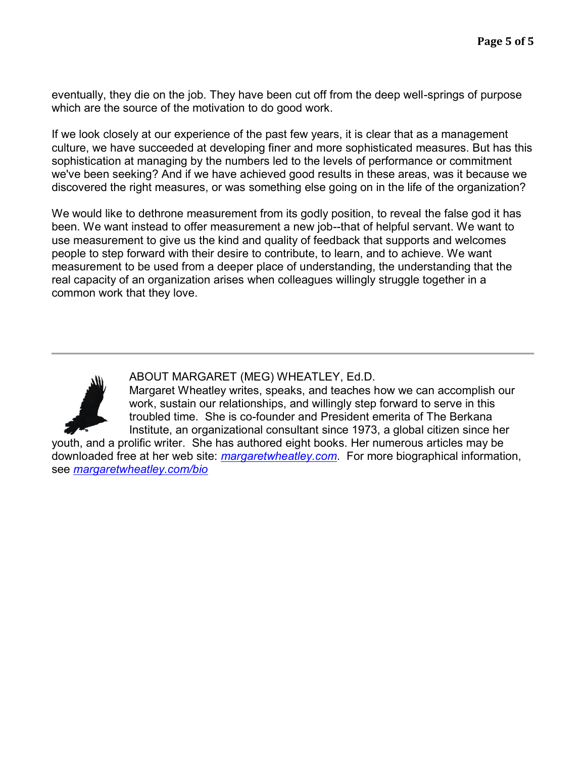eventually, they die on the job. They have been cut off from the deep well-springs of purpose which are the source of the motivation to do good work.

If we look closely at our experience of the past few years, it is clear that as a management culture, we have succeeded at developing finer and more sophisticated measures. But has this sophistication at managing by the numbers led to the levels of performance or commitment we've been seeking? And if we have achieved good results in these areas, was it because we discovered the right measures, or was something else going on in the life of the organization?

We would like to dethrone measurement from its godly position, to reveal the false god it has been. We want instead to offer measurement a new job--that of helpful servant. We want to use measurement to give us the kind and quality of feedback that supports and welcomes people to step forward with their desire to contribute, to learn, and to achieve. We want measurement to be used from a deeper place of understanding, the understanding that the real capacity of an organization arises when colleagues willingly struggle together in a common work that they love.

---

ABOUT MARGARET (MEG) WHEATLEY, Ed.D.

Margaret Wheatley writes, speaks, and teaches how we can accomplish our work, sustain our relationships, and willingly step forward to serve in this troubled time. She is co-founder and President emerita of The Berkana Institute, an organizational consultant since 1973, a global citizen since her youth, and a prolific writer. She has authored eight books. Her numerous articles may be downloaded free at her web site: *margaretwheatley.com*. For more biographical information, see *margaretwheatley.com/bio*